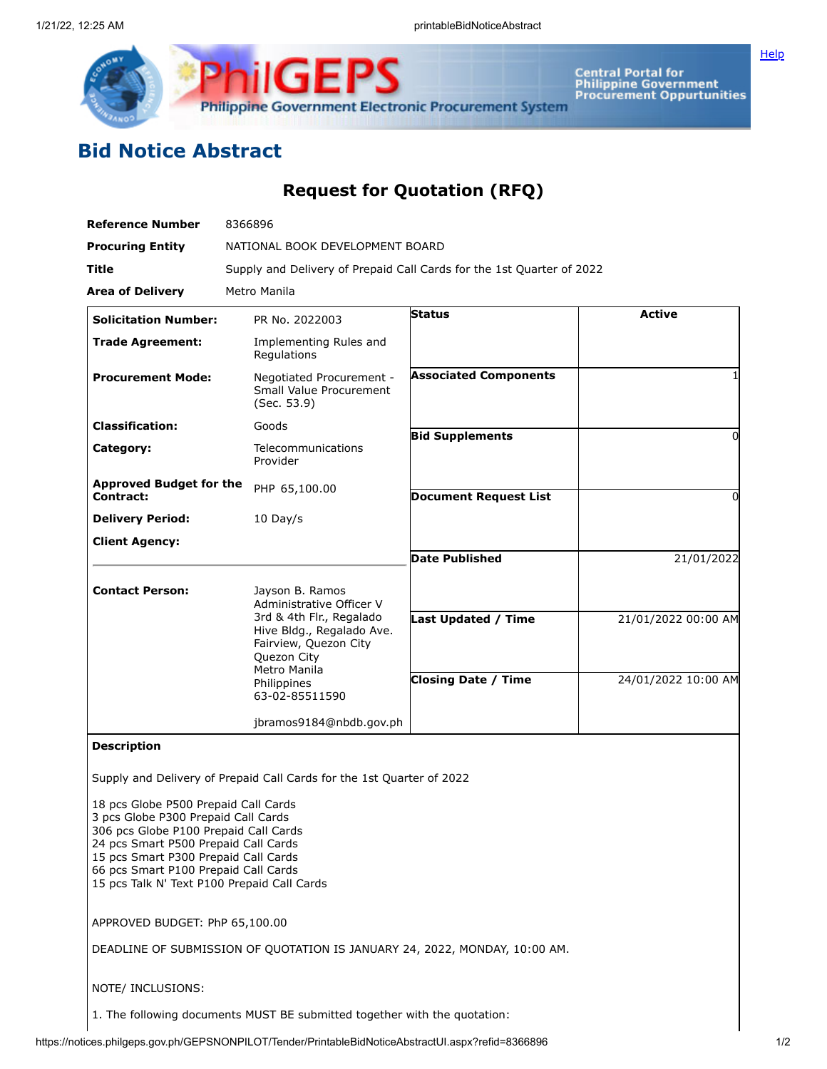# Bid Notice Abstract

## Request for Quotation (RFQ)

| | |
|---|---|
| **Reference Number** | 8366896 |
| **Procuring Entity** | NATIONAL BOOK DEVELOPMENT BOARD |
| **Title** | Supply and Delivery of Prepaid Call Cards for the 1st Quarter of 2022 |
| **Area of Delivery** | Metro Manila |

| | | | |
|---|---|---|---|
| **Solicitation Number:** | PR No. 2022003 | **Status** | Active |
| **Trade Agreement:** | Implementing Rules and Regulations | | |
| **Procurement Mode:** | Negotiated Procurement - Small Value Procurement (Sec. 53.9) | **Associated Components** | 1 |
| **Classification:** | Goods | | |
| **Category:** | Telecommunications Provider | **Bid Supplements** | 0 |
| **Approved Budget for the Contract:** | PHP 65,100.00 | **Document Request List** | 0 |
| **Delivery Period:** | 10 Day/s | | |
| **Client Agency:** | | **Date Published** | 21/01/2022 |
| **Contact Person:** | Jayson B. Ramos<br>Administrative Officer V<br>3rd & 4th Flr., Regalado Hive Bldg., Regalado Ave. Fairview, Quezon City<br>Quezon City<br>Metro Manila<br>Philippines<br>63-02-85511590<br><br>jbramos9184@nbdb.gov.ph | **Last Updated / Time** | 21/01/2022 00:00 AM |
| | | **Closing Date / Time** | 24/01/2022 10:00 AM |

**Description**

Supply and Delivery of Prepaid Call Cards for the 1st Quarter of 2022

18 pcs Globe P500 Prepaid Call Cards
3 pcs Globe P300 Prepaid Call Cards
306 pcs Globe P100 Prepaid Call Cards
24 pcs Smart P500 Prepaid Call Cards
15 pcs Smart P300 Prepaid Call Cards
66 pcs Smart P100 Prepaid Call Cards
15 pcs Talk N' Text P100 Prepaid Call Cards

APPROVED BUDGET: PhP 65,100.00

DEADLINE OF SUBMISSION OF QUOTATION IS JANUARY 24, 2022, MONDAY, 10:00 AM.

NOTE/ INCLUSIONS:

1. The following documents MUST BE submitted together with the quotation: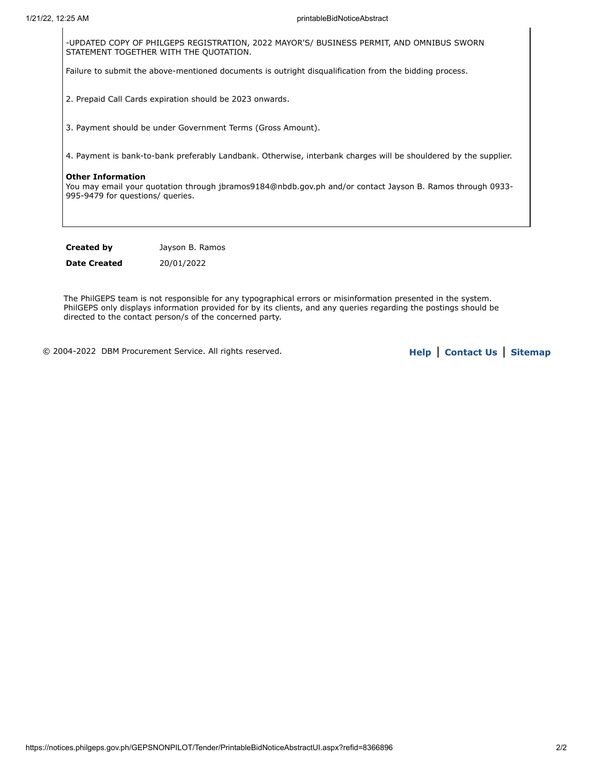-UPDATED COPY OF PHILGEPS REGISTRATION, 2022 MAYOR'S/ BUSINESS PERMIT, AND OMNIBUS SWORN STATEMENT TOGETHER WITH THE QUOTATION.

Failure to submit the above-mentioned documents is outright disqualification from the bidding process.

2. Prepaid Call Cards expiration should be 2023 onwards.

3. Payment should be under Government Terms (Gross Amount).

4. Payment is bank-to-bank preferably Landbank. Otherwise, interbank charges will be shouldered by the supplier.

**Other Information**
You may email your quotation through jbramos9184@nbdb.gov.ph and/or contact Jayson B. Ramos through 0933-995-9479 for questions/ queries.

| | |
|---|---|
| **Created by** | Jayson B. Ramos |
| **Date Created** | 20/01/2022 |

The PhilGEPS team is not responsible for any typographical errors or misinformation presented in the system. PhilGEPS only displays information provided for by its clients, and any queries regarding the postings should be directed to the contact person/s of the concerned party.

© 2004-2022 DBM Procurement Service. All rights reserved.

**Help** | **Contact Us** | **Sitemap**